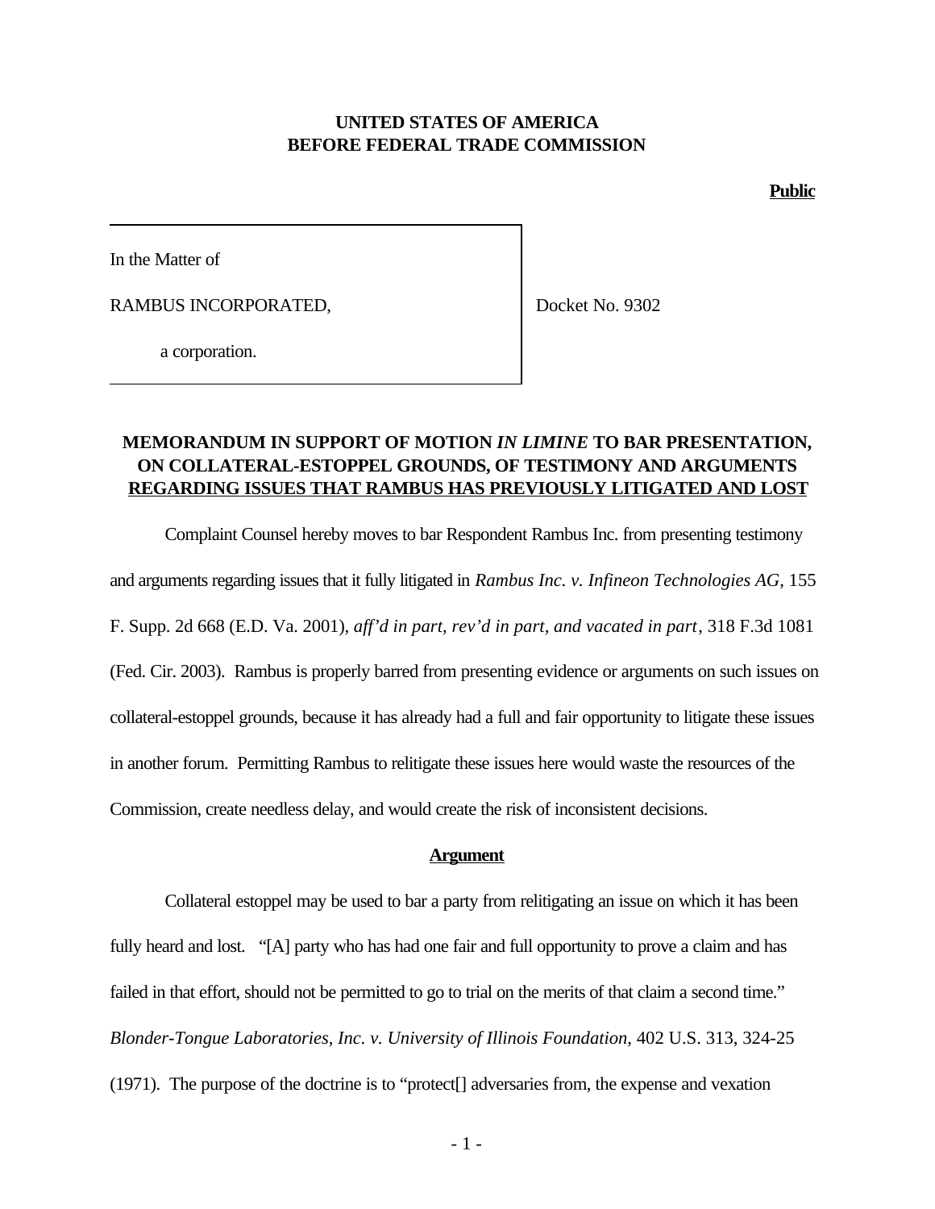**UNITED STATES OF AMERICA**
**BEFORE FEDERAL TRADE COMMISSION**

**Public**

In the Matter of

RAMBUS INCORPORATED,

a corporation.

Docket No. 9302

**MEMORANDUM IN SUPPORT OF MOTION *IN LIMINE* TO BAR PRESENTATION, ON COLLATERAL-ESTOPPEL GROUNDS, OF TESTIMONY AND ARGUMENTS REGARDING ISSUES THAT RAMBUS HAS PREVIOUSLY LITIGATED AND LOST**

Complaint Counsel hereby moves to bar Respondent Rambus Inc. from presenting testimony and arguments regarding issues that it fully litigated in *Rambus Inc. v. Infineon Technologies AG*, 155 F. Supp. 2d 668 (E.D. Va. 2001), *aff'd in part, rev'd in part, and vacated in part*, 318 F.3d 1081 (Fed. Cir. 2003). Rambus is properly barred from presenting evidence or arguments on such issues on collateral-estoppel grounds, because it has already had a full and fair opportunity to litigate these issues in another forum. Permitting Rambus to relitigate these issues here would waste the resources of the Commission, create needless delay, and would create the risk of inconsistent decisions.

**Argument**

Collateral estoppel may be used to bar a party from relitigating an issue on which it has been fully heard and lost. "[A] party who has had one fair and full opportunity to prove a claim and has failed in that effort, should not be permitted to go to trial on the merits of that claim a second time." *Blonder-Tongue Laboratories, Inc. v. University of Illinois Foundation*, 402 U.S. 313, 324-25 (1971). The purpose of the doctrine is to "protect[] adversaries from, the expense and vexation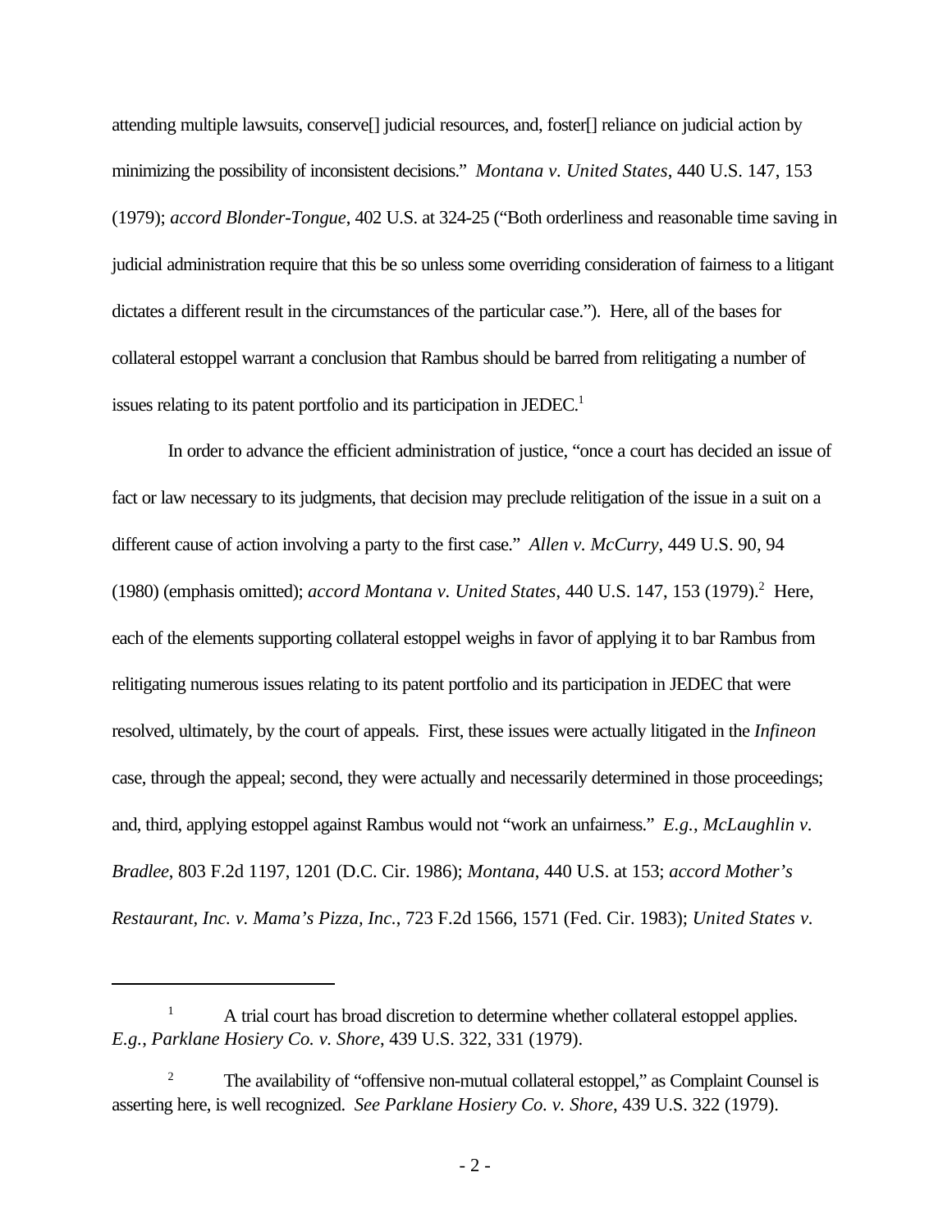attending multiple lawsuits, conserve[] judicial resources, and, foster[] reliance on judicial action by minimizing the possibility of inconsistent decisions." *Montana v. United States*, 440 U.S. 147, 153 (1979); *accord Blonder-Tongue*, 402 U.S. at 324-25 ("Both orderliness and reasonable time saving in judicial administration require that this be so unless some overriding consideration of fairness to a litigant dictates a different result in the circumstances of the particular case."). Here, all of the bases for collateral estoppel warrant a conclusion that Rambus should be barred from relitigating a number of issues relating to its patent portfolio and its participation in JEDEC.[1]

In order to advance the efficient administration of justice, "once a court has decided an issue of fact or law necessary to its judgments, that decision may preclude relitigation of the issue in a suit on a different cause of action involving a party to the first case." *Allen v. McCurry*, 449 U.S. 90, 94 (1980) (emphasis omitted); *accord Montana v. United States*, 440 U.S. 147, 153 (1979).[2] Here, each of the elements supporting collateral estoppel weighs in favor of applying it to bar Rambus from relitigating numerous issues relating to its patent portfolio and its participation in JEDEC that were resolved, ultimately, by the court of appeals. First, these issues were actually litigated in the *Infineon* case, through the appeal; second, they were actually and necessarily determined in those proceedings; and, third, applying estoppel against Rambus would not "work an unfairness." *E.g.*, *McLaughlin v. Bradlee*, 803 F.2d 1197, 1201 (D.C. Cir. 1986); *Montana*, 440 U.S. at 153; *accord Mother's Restaurant, Inc. v. Mama's Pizza, Inc.*, 723 F.2d 1566, 1571 (Fed. Cir. 1983); *United States v.*

---

[1] A trial court has broad discretion to determine whether collateral estoppel applies. *E.g.*, *Parklane Hosiery Co. v. Shore*, 439 U.S. 322, 331 (1979).

[2] The availability of "offensive non-mutual collateral estoppel," as Complaint Counsel is asserting here, is well recognized. *See Parklane Hosiery Co. v. Shore*, 439 U.S. 322 (1979).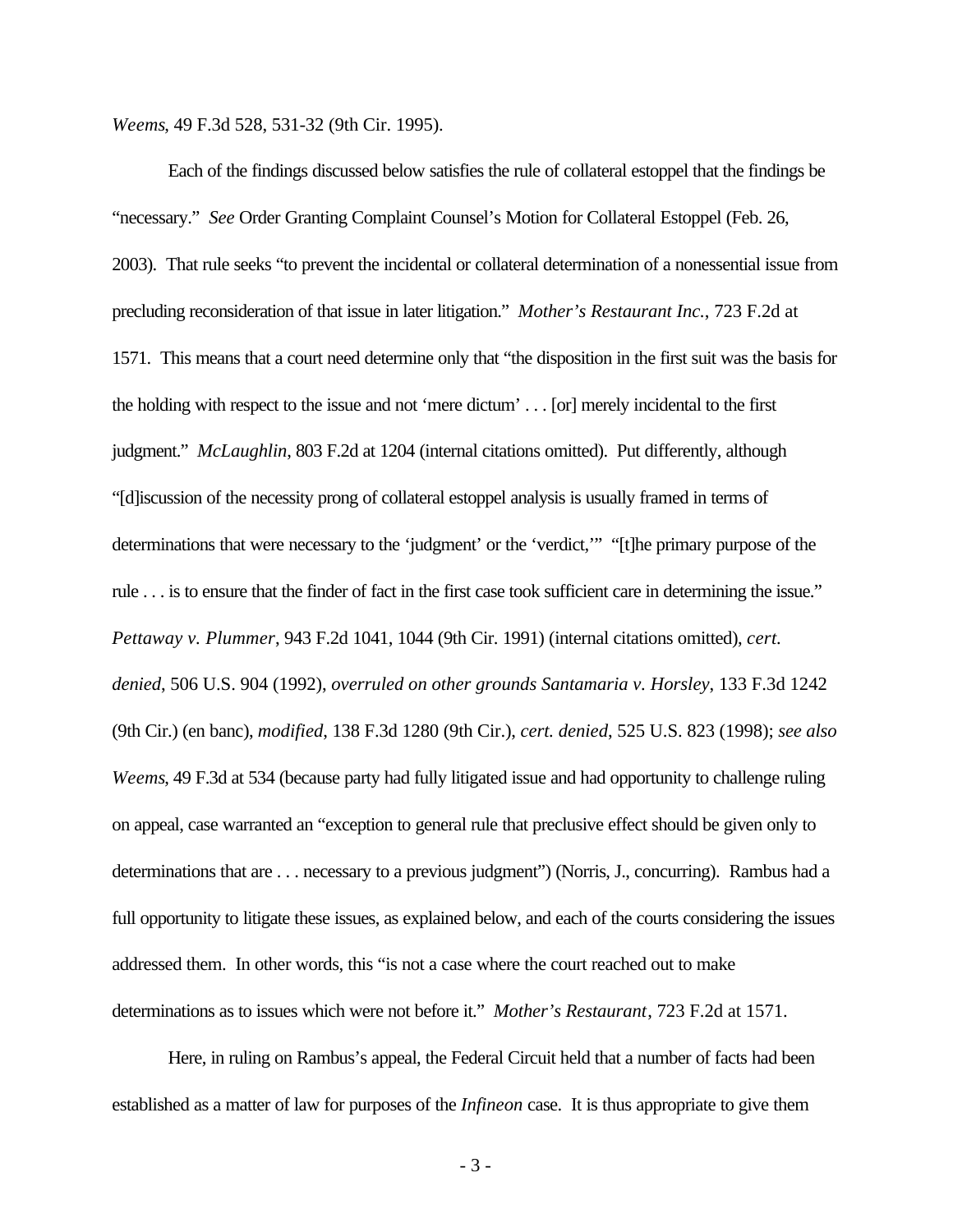*Weems*, 49 F.3d 528, 531-32 (9th Cir. 1995).

Each of the findings discussed below satisfies the rule of collateral estoppel that the findings be "necessary." *See* Order Granting Complaint Counsel's Motion for Collateral Estoppel (Feb. 26, 2003). That rule seeks "to prevent the incidental or collateral determination of a nonessential issue from precluding reconsideration of that issue in later litigation." *Mother's Restaurant Inc.*, 723 F.2d at 1571. This means that a court need determine only that "the disposition in the first suit was the basis for the holding with respect to the issue and not 'mere dictum' . . . [or] merely incidental to the first judgment." *McLaughlin*, 803 F.2d at 1204 (internal citations omitted). Put differently, although "[d]iscussion of the necessity prong of collateral estoppel analysis is usually framed in terms of determinations that were necessary to the 'judgment' or the 'verdict,'" "[t]he primary purpose of the rule . . . is to ensure that the finder of fact in the first case took sufficient care in determining the issue." *Pettaway v. Plummer*, 943 F.2d 1041, 1044 (9th Cir. 1991) (internal citations omitted), *cert. denied*, 506 U.S. 904 (1992), *overruled on other grounds Santamaria v. Horsley*, 133 F.3d 1242 (9th Cir.) (en banc), *modified*, 138 F.3d 1280 (9th Cir.), *cert. denied*, 525 U.S. 823 (1998); *see also Weems*, 49 F.3d at 534 (because party had fully litigated issue and had opportunity to challenge ruling on appeal, case warranted an "exception to general rule that preclusive effect should be given only to determinations that are . . . necessary to a previous judgment") (Norris, J., concurring). Rambus had a full opportunity to litigate these issues, as explained below, and each of the courts considering the issues addressed them. In other words, this "is not a case where the court reached out to make determinations as to issues which were not before it." *Mother's Restaurant*, 723 F.2d at 1571.

Here, in ruling on Rambus's appeal, the Federal Circuit held that a number of facts had been established as a matter of law for purposes of the *Infineon* case. It is thus appropriate to give them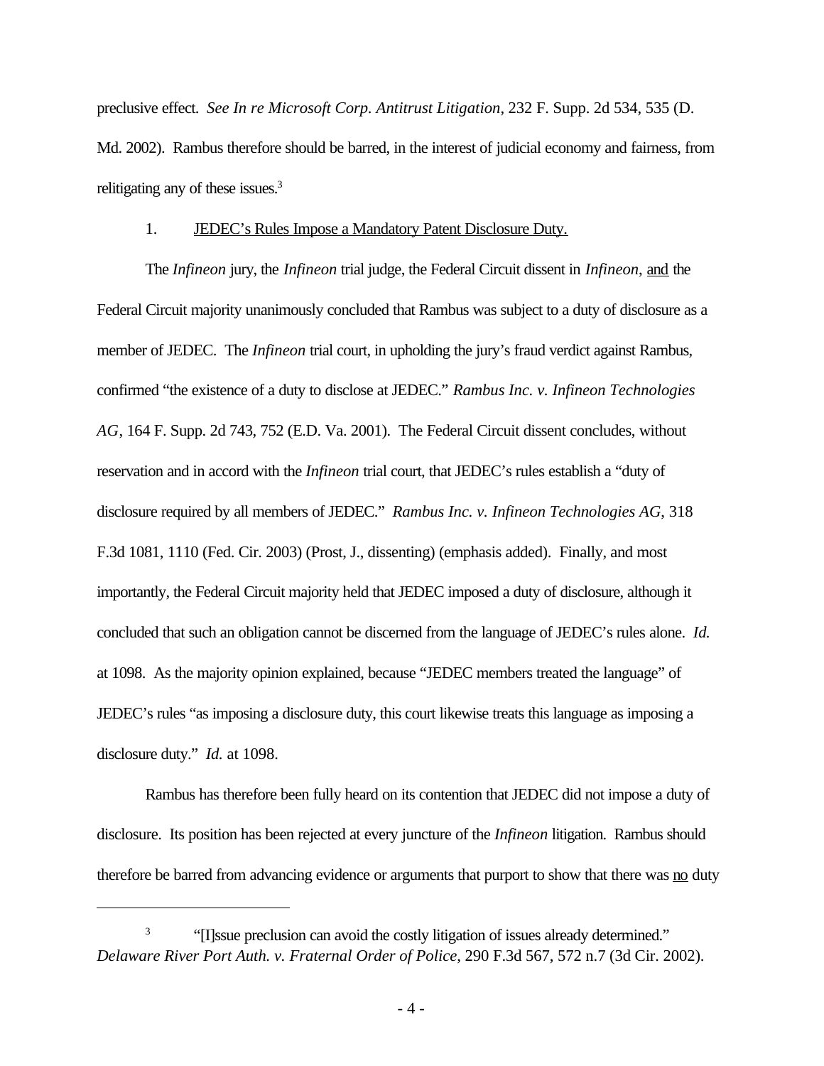preclusive effect. *See In re Microsoft Corp. Antitrust Litigation*, 232 F. Supp. 2d 534, 535 (D. Md. 2002). Rambus therefore should be barred, in the interest of judicial economy and fairness, from relitigating any of these issues.[3]

1. JEDEC's Rules Impose a Mandatory Patent Disclosure Duty.

The *Infineon* jury, the *Infineon* trial judge, the Federal Circuit dissent in *Infineon*, and the Federal Circuit majority unanimously concluded that Rambus was subject to a duty of disclosure as a member of JEDEC. The *Infineon* trial court, in upholding the jury's fraud verdict against Rambus, confirmed "the existence of a duty to disclose at JEDEC." *Rambus Inc. v. Infineon Technologies AG*, 164 F. Supp. 2d 743, 752 (E.D. Va. 2001). The Federal Circuit dissent concludes, without reservation and in accord with the *Infineon* trial court, that JEDEC's rules establish a "duty of disclosure required by all members of JEDEC." *Rambus Inc. v. Infineon Technologies AG*, 318 F.3d 1081, 1110 (Fed. Cir. 2003) (Prost, J., dissenting) (emphasis added). Finally, and most importantly, the Federal Circuit majority held that JEDEC imposed a duty of disclosure, although it concluded that such an obligation cannot be discerned from the language of JEDEC's rules alone. *Id.* at 1098. As the majority opinion explained, because "JEDEC members treated the language" of JEDEC's rules "as imposing a disclosure duty, this court likewise treats this language as imposing a disclosure duty." *Id.* at 1098.

Rambus has therefore been fully heard on its contention that JEDEC did not impose a duty of disclosure. Its position has been rejected at every juncture of the *Infineon* litigation. Rambus should therefore be barred from advancing evidence or arguments that purport to show that there was no duty

---

[3] "[I]ssue preclusion can avoid the costly litigation of issues already determined." *Delaware River Port Auth. v. Fraternal Order of Police*, 290 F.3d 567, 572 n.7 (3d Cir. 2002).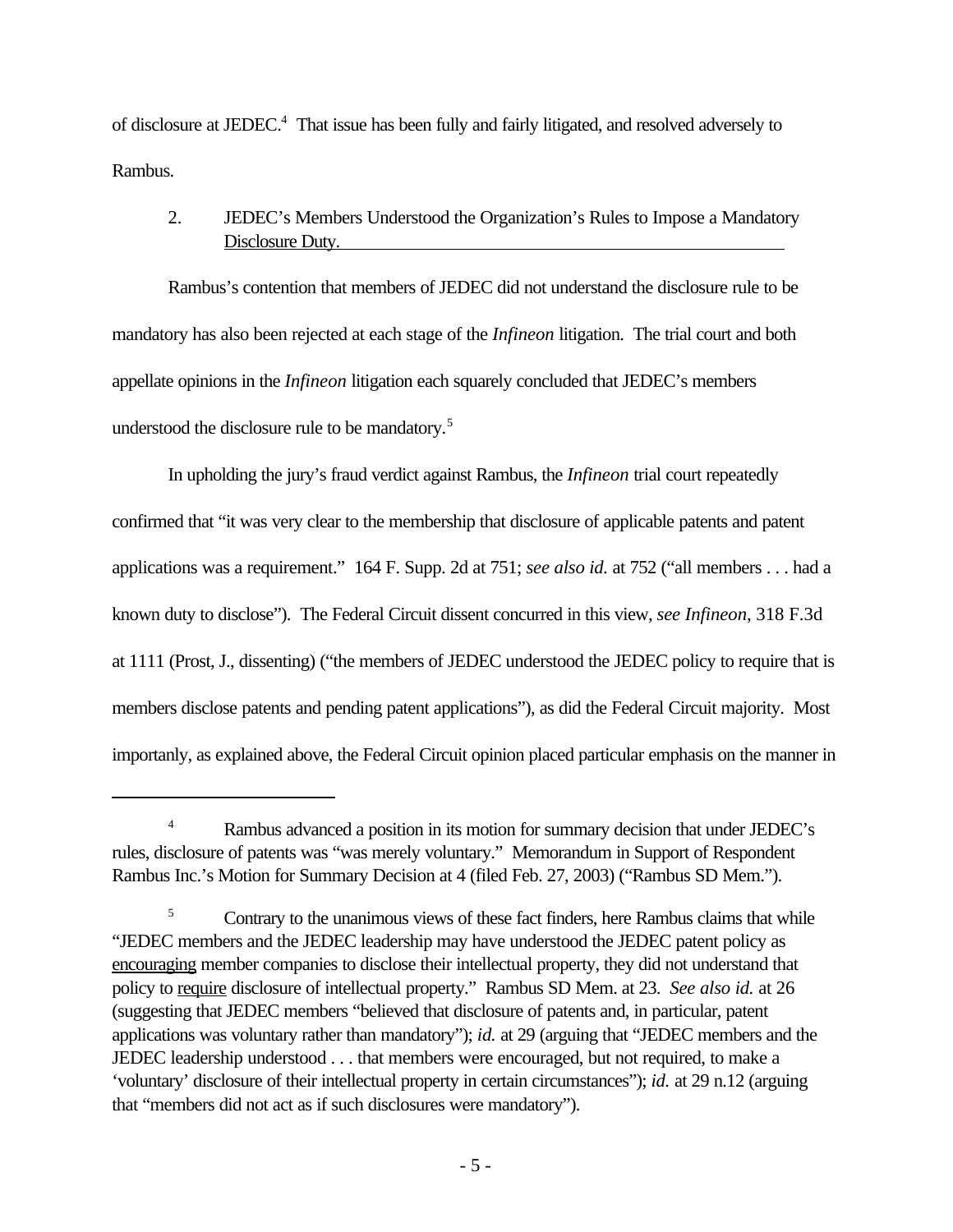of disclosure at JEDEC.[4] That issue has been fully and fairly litigated, and resolved adversely to Rambus.

2. JEDEC's Members Understood the Organization's Rules to Impose a Mandatory Disclosure Duty.

Rambus's contention that members of JEDEC did not understand the disclosure rule to be mandatory has also been rejected at each stage of the *Infineon* litigation. The trial court and both appellate opinions in the *Infineon* litigation each squarely concluded that JEDEC's members understood the disclosure rule to be mandatory.[5]

In upholding the jury's fraud verdict against Rambus, the *Infineon* trial court repeatedly confirmed that "it was very clear to the membership that disclosure of applicable patents and patent applications was a requirement." 164 F. Supp. 2d at 751; *see also id.* at 752 ("all members . . . had a known duty to disclose"). The Federal Circuit dissent concurred in this view, *see Infineon*, 318 F.3d at 1111 (Prost, J., dissenting) ("the members of JEDEC understood the JEDEC policy to require that is members disclose patents and pending patent applications"), as did the Federal Circuit majority. Most importanly, as explained above, the Federal Circuit opinion placed particular emphasis on the manner in

---

[4] Rambus advanced a position in its motion for summary decision that under JEDEC's rules, disclosure of patents was "was merely voluntary." Memorandum in Support of Respondent Rambus Inc.'s Motion for Summary Decision at 4 (filed Feb. 27, 2003) ("Rambus SD Mem.").

[5] Contrary to the unanimous views of these fact finders, here Rambus claims that while "JEDEC members and the JEDEC leadership may have understood the JEDEC patent policy as <u>encouraging</u> member companies to disclose their intellectual property, they did not understand that policy to <u>require</u> disclosure of intellectual property." Rambus SD Mem. at 23. *See also id.* at 26 (suggesting that JEDEC members "believed that disclosure of patents and, in particular, patent applications was voluntary rather than mandatory"); *id.* at 29 (arguing that "JEDEC members and the JEDEC leadership understood . . . that members were encouraged, but not required, to make a 'voluntary' disclosure of their intellectual property in certain circumstances"); *id.* at 29 n.12 (arguing that "members did not act as if such disclosures were mandatory").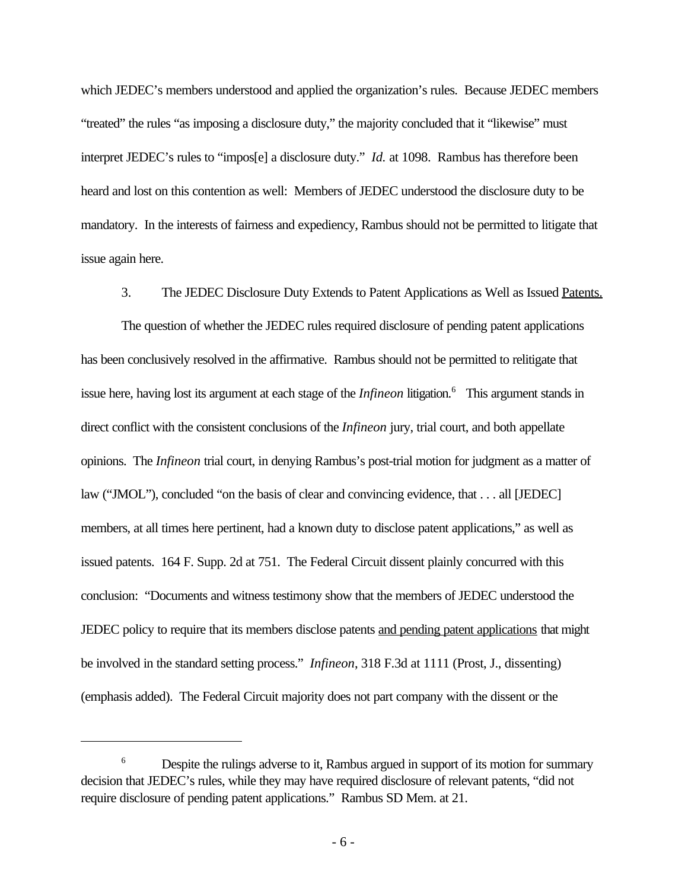which JEDEC's members understood and applied the organization's rules. Because JEDEC members "treated" the rules "as imposing a disclosure duty," the majority concluded that it "likewise" must interpret JEDEC's rules to "impos[e] a disclosure duty." *Id.* at 1098. Rambus has therefore been heard and lost on this contention as well: Members of JEDEC understood the disclosure duty to be mandatory. In the interests of fairness and expediency, Rambus should not be permitted to litigate that issue again here.

3. The JEDEC Disclosure Duty Extends to Patent Applications as Well as Issued <u>Patents.</u>

The question of whether the JEDEC rules required disclosure of pending patent applications has been conclusively resolved in the affirmative. Rambus should not be permitted to relitigate that issue here, having lost its argument at each stage of the *Infineon* litigation.[6] This argument stands in direct conflict with the consistent conclusions of the *Infineon* jury, trial court, and both appellate opinions. The *Infineon* trial court, in denying Rambus's post-trial motion for judgment as a matter of law ("JMOL"), concluded "on the basis of clear and convincing evidence, that . . . all [JEDEC] members, at all times here pertinent, had a known duty to disclose patent applications," as well as issued patents. 164 F. Supp. 2d at 751. The Federal Circuit dissent plainly concurred with this conclusion: "Documents and witness testimony show that the members of JEDEC understood the JEDEC policy to require that its members disclose patents <u>and pending patent applications</u> that might be involved in the standard setting process." *Infineon*, 318 F.3d at 1111 (Prost, J., dissenting) (emphasis added). The Federal Circuit majority does not part company with the dissent or the

---

[6] Despite the rulings adverse to it, Rambus argued in support of its motion for summary decision that JEDEC's rules, while they may have required disclosure of relevant patents, "did not require disclosure of pending patent applications." Rambus SD Mem. at 21.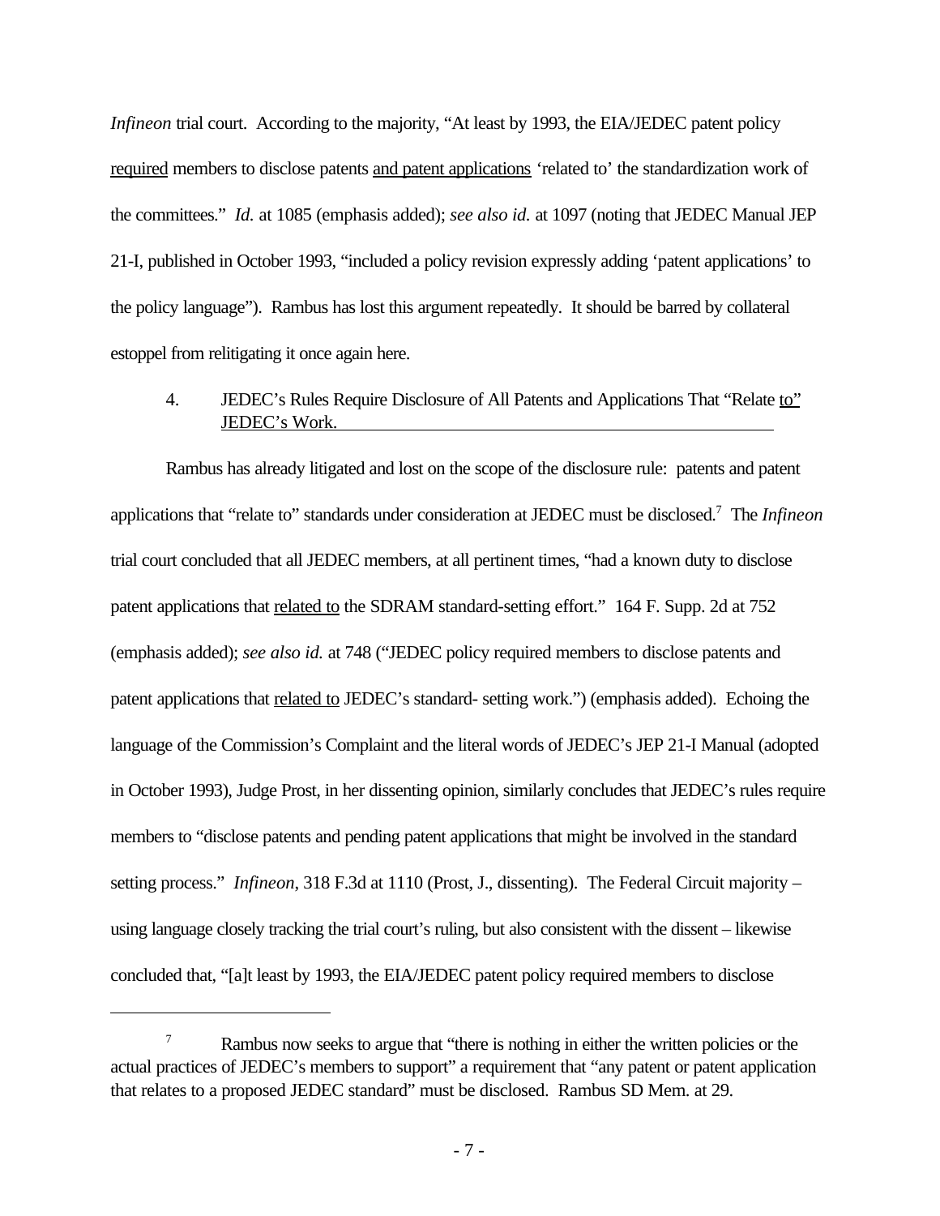*Infineon* trial court. According to the majority, "At least by 1993, the EIA/JEDEC patent policy required members to disclose patents and patent applications 'related to' the standardization work of the committees." *Id.* at 1085 (emphasis added); *see also id.* at 1097 (noting that JEDEC Manual JEP 21-I, published in October 1993, "included a policy revision expressly adding 'patent applications' to the policy language"). Rambus has lost this argument repeatedly. It should be barred by collateral estoppel from relitigating it once again here.

4. JEDEC's Rules Require Disclosure of All Patents and Applications That "Relate to" JEDEC's Work.

Rambus has already litigated and lost on the scope of the disclosure rule: patents and patent applications that "relate to" standards under consideration at JEDEC must be disclosed.[7] The *Infineon* trial court concluded that all JEDEC members, at all pertinent times, "had a known duty to disclose patent applications that related to the SDRAM standard-setting effort." 164 F. Supp. 2d at 752 (emphasis added); *see also id.* at 748 ("JEDEC policy required members to disclose patents and patent applications that related to JEDEC's standard- setting work.") (emphasis added). Echoing the language of the Commission's Complaint and the literal words of JEDEC's JEP 21-I Manual (adopted in October 1993), Judge Prost, in her dissenting opinion, similarly concludes that JEDEC's rules require members to "disclose patents and pending patent applications that might be involved in the standard setting process." *Infineon*, 318 F.3d at 1110 (Prost, J., dissenting). The Federal Circuit majority – using language closely tracking the trial court's ruling, but also consistent with the dissent – likewise concluded that, "[a]t least by 1993, the EIA/JEDEC patent policy required members to disclose

[7] Rambus now seeks to argue that "there is nothing in either the written policies or the actual practices of JEDEC's members to support" a requirement that "any patent or patent application that relates to a proposed JEDEC standard" must be disclosed. Rambus SD Mem. at 29.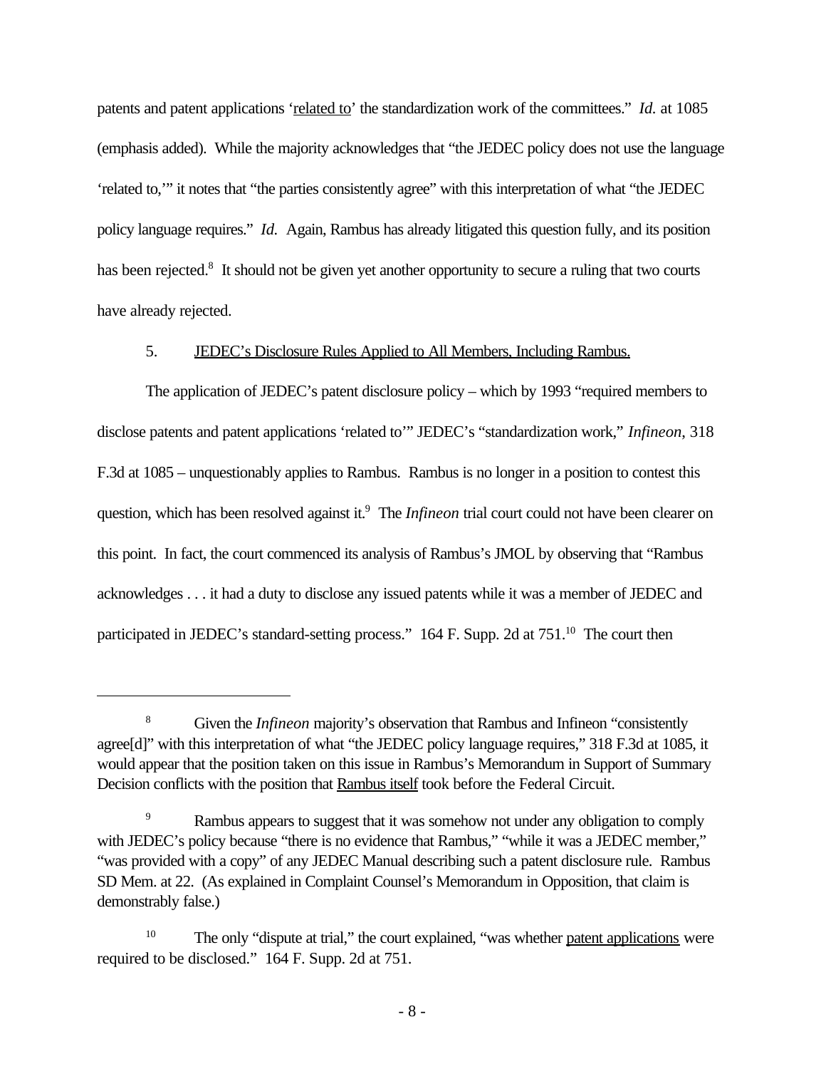patents and patent applications '<u>related to</u>' the standardization work of the committees." *Id.* at 1085 (emphasis added). While the majority acknowledges that "the JEDEC policy does not use the language 'related to,'" it notes that "the parties consistently agree" with this interpretation of what "the JEDEC policy language requires." *Id.* Again, Rambus has already litigated this question fully, and its position has been rejected.[8] It should not be given yet another opportunity to secure a ruling that two courts have already rejected.

5. <u>JEDEC's Disclosure Rules Applied to All Members, Including Rambus.</u>

The application of JEDEC's patent disclosure policy – which by 1993 "required members to disclose patents and patent applications 'related to'" JEDEC's "standardization work," *Infineon*, 318 F.3d at 1085 – unquestionably applies to Rambus. Rambus is no longer in a position to contest this question, which has been resolved against it.[9] The *Infineon* trial court could not have been clearer on this point. In fact, the court commenced its analysis of Rambus's JMOL by observing that "Rambus acknowledges . . . it had a duty to disclose any issued patents while it was a member of JEDEC and participated in JEDEC's standard-setting process." 164 F. Supp. 2d at 751.[10] The court then

---

[8] Given the *Infineon* majority's observation that Rambus and Infineon "consistently agree[d]" with this interpretation of what "the JEDEC policy language requires," 318 F.3d at 1085, it would appear that the position taken on this issue in Rambus's Memorandum in Support of Summary Decision conflicts with the position that <u>Rambus itself</u> took before the Federal Circuit.

[9] Rambus appears to suggest that it was somehow not under any obligation to comply with JEDEC's policy because "there is no evidence that Rambus," "while it was a JEDEC member," "was provided with a copy" of any JEDEC Manual describing such a patent disclosure rule. Rambus SD Mem. at 22. (As explained in Complaint Counsel's Memorandum in Opposition, that claim is demonstrably false.)

[10] The only "dispute at trial," the court explained, "was whether <u>patent applications</u> were required to be disclosed." 164 F. Supp. 2d at 751.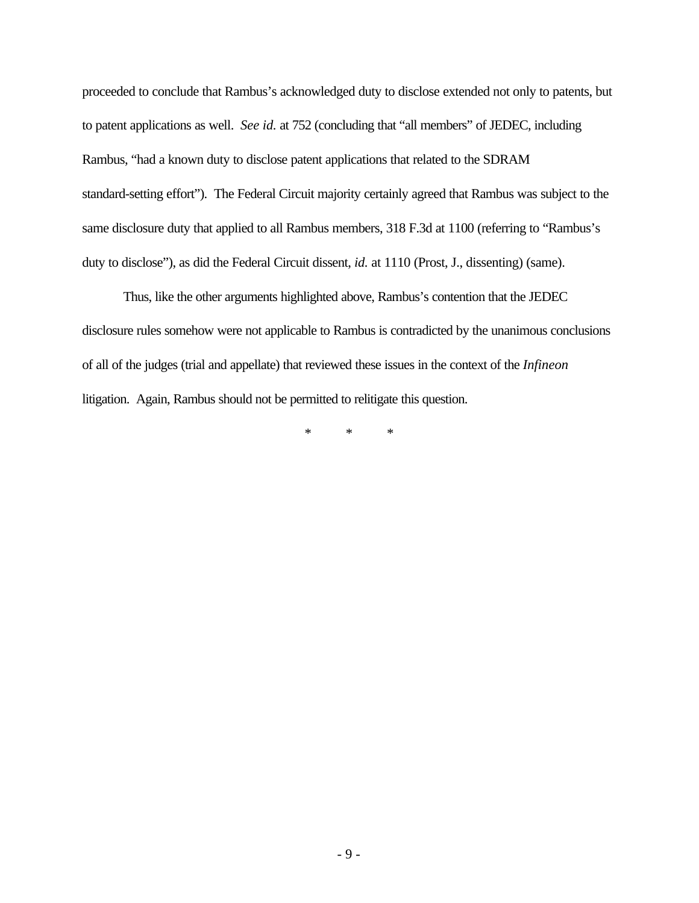proceeded to conclude that Rambus's acknowledged duty to disclose extended not only to patents, but to patent applications as well. *See id.* at 752 (concluding that "all members" of JEDEC, including Rambus, "had a known duty to disclose patent applications that related to the SDRAM standard-setting effort"). The Federal Circuit majority certainly agreed that Rambus was subject to the same disclosure duty that applied to all Rambus members, 318 F.3d at 1100 (referring to "Rambus's duty to disclose"), as did the Federal Circuit dissent, *id.* at 1110 (Prost, J., dissenting) (same).

Thus, like the other arguments highlighted above, Rambus's contention that the JEDEC disclosure rules somehow were not applicable to Rambus is contradicted by the unanimous conclusions of all of the judges (trial and appellate) that reviewed these issues in the context of the *Infineon* litigation. Again, Rambus should not be permitted to relitigate this question.

\* \* \*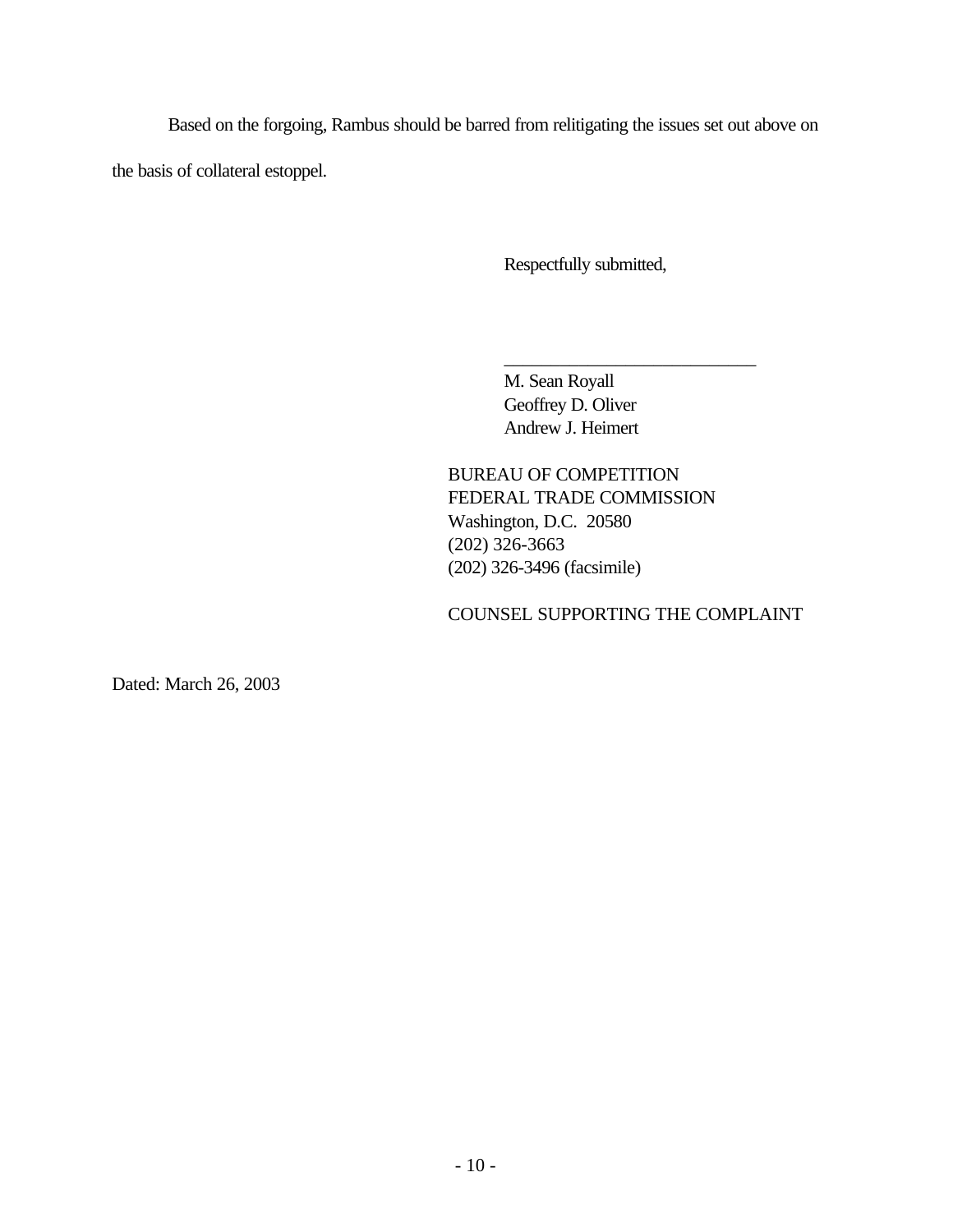Based on the forgoing, Rambus should be barred from relitigating the issues set out above on the basis of collateral estoppel.

Respectfully submitted,

\_\_\_\_\_\_\_\_\_\_\_\_\_\_\_\_\_\_\_\_\_\_\_\_\_\_\_\_

M. Sean Royall  
Geoffrey D. Oliver  
Andrew J. Heimert

BUREAU OF COMPETITION  
FEDERAL TRADE COMMISSION  
Washington, D.C. 20580  
(202) 326-3663  
(202) 326-3496 (facsimile)

COUNSEL SUPPORTING THE COMPLAINT

Dated: March 26, 2003